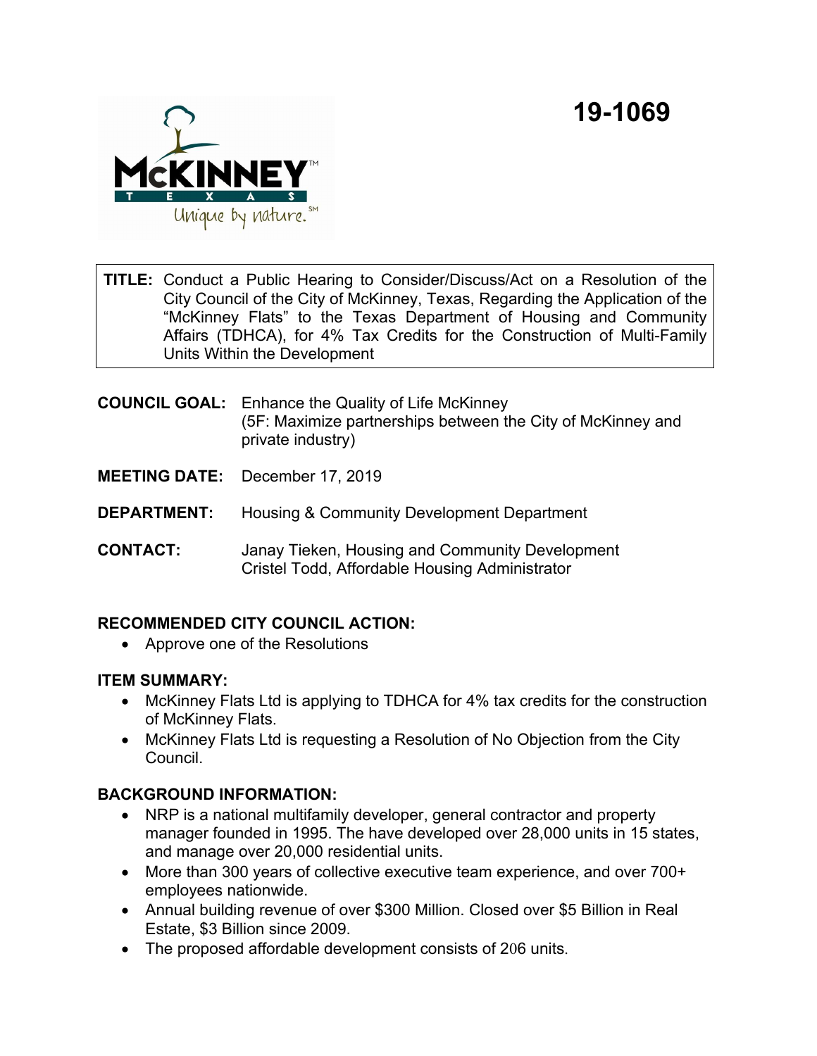# 19-1069

**TITLE:** Conduct a Public Hearing to Consider/Discuss/Act on a Resolution of the City Council of the City of McKinney, Texas, Regarding the Application of the "McKinney Flats" to the Texas Department of Housing and Community Affairs (TDHCA), for 4% Tax Credits for the Construction of Multi-Family Units Within the Development

**COUNCIL GOAL:** Enhance the Quality of Life McKinney
(5F: Maximize partnerships between the City of McKinney and private industry)

**MEETING DATE:** December 17, 2019

**DEPARTMENT:** Housing & Community Development Department

**CONTACT:** Janay Tieken, Housing and Community Development
Cristel Todd, Affordable Housing Administrator

**RECOMMENDED CITY COUNCIL ACTION:**

- Approve one of the Resolutions

**ITEM SUMMARY:**

- McKinney Flats Ltd is applying to TDHCA for 4% tax credits for the construction of McKinney Flats.
- McKinney Flats Ltd is requesting a Resolution of No Objection from the City Council.

**BACKGROUND INFORMATION:**

- NRP is a national multifamily developer, general contractor and property manager founded in 1995. The have developed over 28,000 units in 15 states, and manage over 20,000 residential units.
- More than 300 years of collective executive team experience, and over 700+ employees nationwide.
- Annual building revenue of over $300 Million. Closed over $5 Billion in Real Estate, $3 Billion since 2009.
- The proposed affordable development consists of 206 units.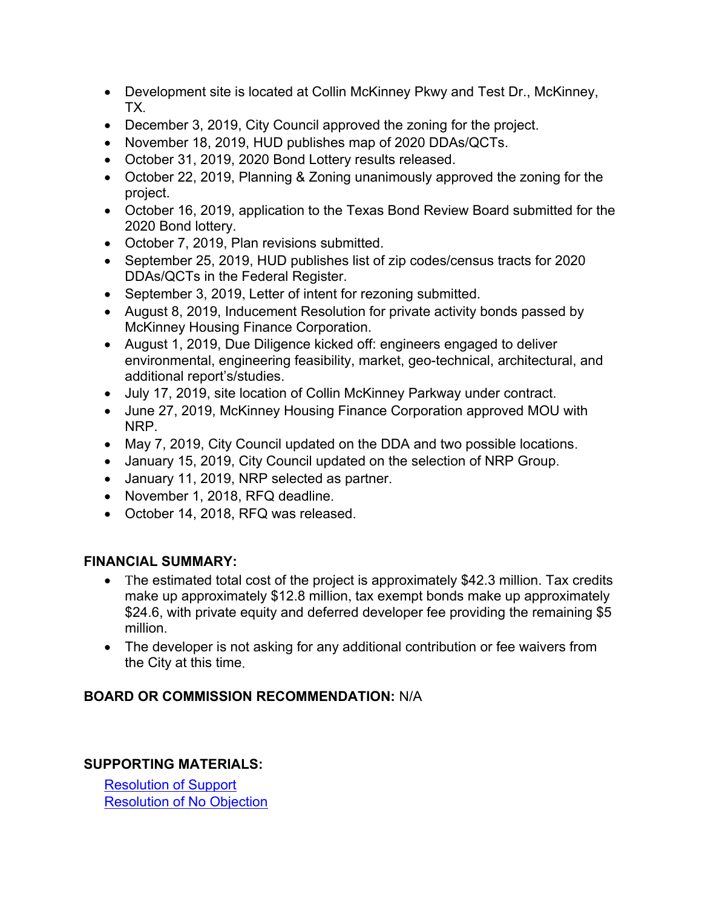- Development site is located at Collin McKinney Pkwy and Test Dr., McKinney, TX.
- December 3, 2019, City Council approved the zoning for the project.
- November 18, 2019, HUD publishes map of 2020 DDAs/QCTs.
- October 31, 2019, 2020 Bond Lottery results released.
- October 22, 2019, Planning & Zoning unanimously approved the zoning for the project.
- October 16, 2019, application to the Texas Bond Review Board submitted for the 2020 Bond lottery.
- October 7, 2019, Plan revisions submitted.
- September 25, 2019, HUD publishes list of zip codes/census tracts for 2020 DDAs/QCTs in the Federal Register.
- September 3, 2019, Letter of intent for rezoning submitted.
- August 8, 2019, Inducement Resolution for private activity bonds passed by McKinney Housing Finance Corporation.
- August 1, 2019, Due Diligence kicked off: engineers engaged to deliver environmental, engineering feasibility, market, geo-technical, architectural, and additional report's/studies.
- July 17, 2019, site location of Collin McKinney Parkway under contract.
- June 27, 2019, McKinney Housing Finance Corporation approved MOU with NRP.
- May 7, 2019, City Council updated on the DDA and two possible locations.
- January 15, 2019, City Council updated on the selection of NRP Group.
- January 11, 2019, NRP selected as partner.
- November 1, 2018, RFQ deadline.
- October 14, 2018, RFQ was released.

**FINANCIAL SUMMARY:**

- The estimated total cost of the project is approximately $42.3 million. Tax credits make up approximately $12.8 million, tax exempt bonds make up approximately $24.6, with private equity and deferred developer fee providing the remaining $5 million.
- The developer is not asking for any additional contribution or fee waivers from the City at this time.

**BOARD OR COMMISSION RECOMMENDATION:** N/A

**SUPPORTING MATERIALS:**

Resolution of Support
Resolution of No Objection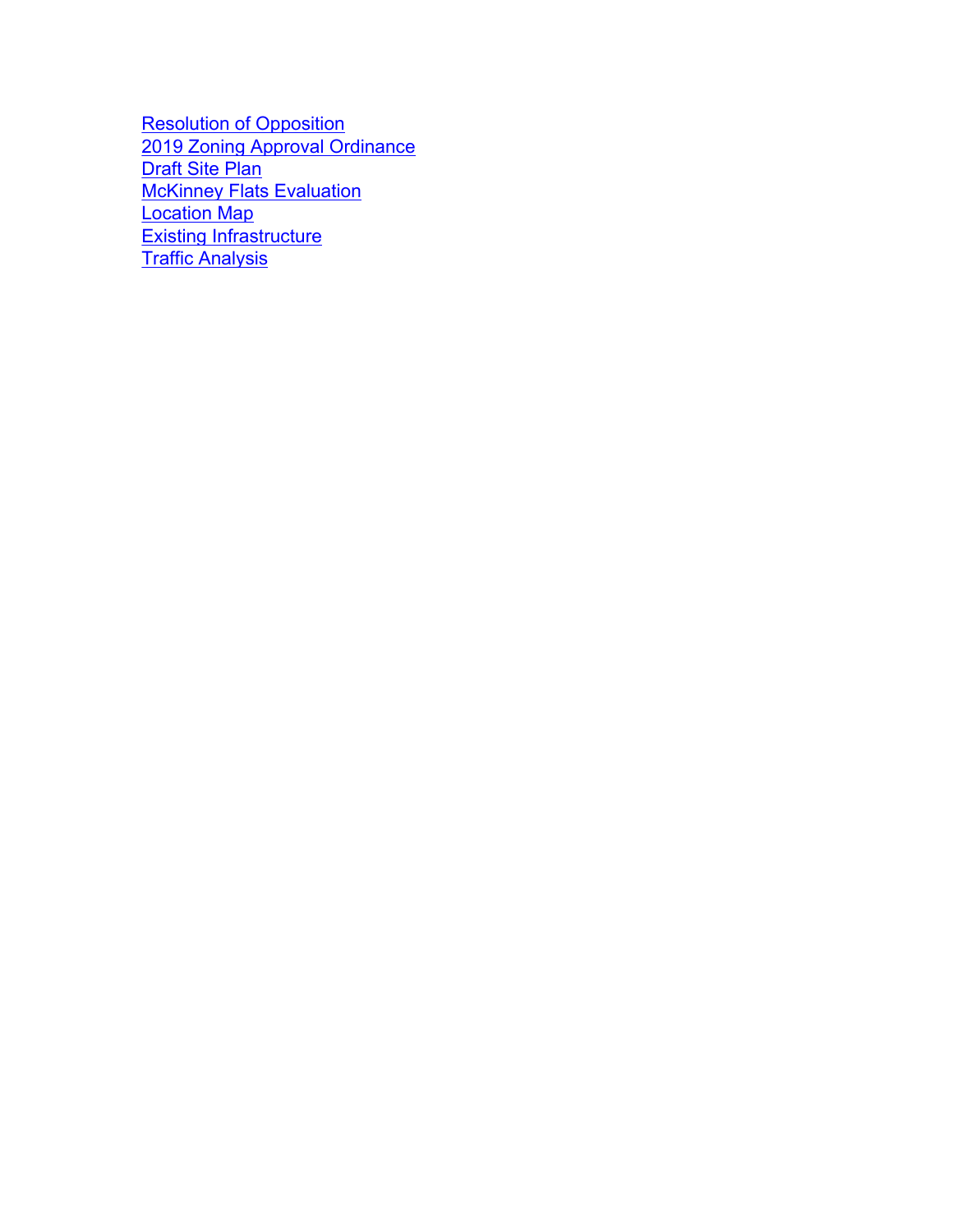Resolution of Opposition
2019 Zoning Approval Ordinance
Draft Site Plan
McKinney Flats Evaluation
Location Map
Existing Infrastructure
Traffic Analysis